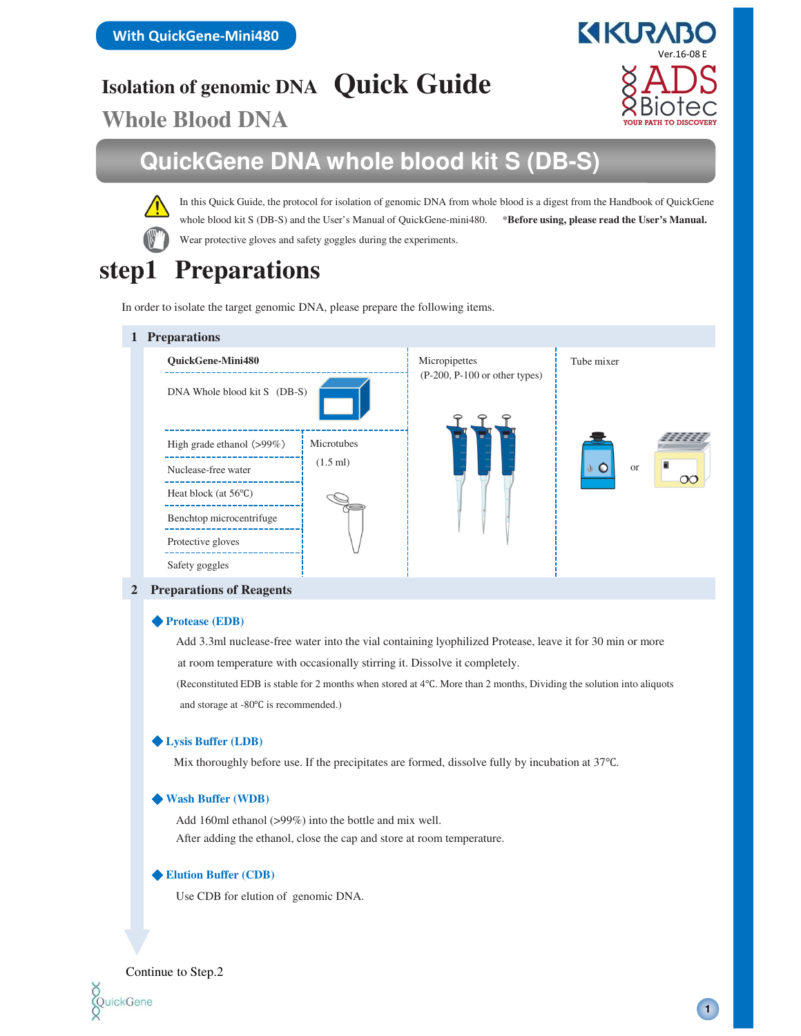With QuickGene-Mini480

Ver.16-08 E

# Isolation of genomic DNA Quick Guide

## Whole Blood DNA

# QuickGene DNA whole blood kit S (DB-S)

In this Quick Guide, the protocol for isolation of genomic DNA from whole blood is a digest from the Handbook of QuickGene whole blood kit S (DB-S) and the User's Manual of QuickGene-mini480. ***Before using, please read the User's Manual.**

Wear protective gloves and safety goggles during the experiments.

# step1 Preparations

In order to isolate the target genomic DNA, please prepare the following items.

## 1 Preparations

- QuickGene-Mini480
- DNA Whole blood kit S (DB-S)
- High grade ethanol (>99%)
- Nuclease-free water
- Heat block (at 56℃)
- Benchtop microcentrifuge
- Protective gloves
- Safety goggles
- Microtubes (1.5 ml)
- Micropipettes (P-200, P-100 or other types)
- Tube mixer

## 2 Preparations of Reagents

### ◆ Protease (EDB)

Add 3.3ml nuclease-free water into the vial containing lyophilized Protease, leave it for 30 min or more at room temperature with occasionally stirring it. Dissolve it completely.

(Reconstituted EDB is stable for 2 months when stored at 4℃. More than 2 months, Dividing the solution into aliquots and storage at -80℃ is recommended.)

### ◆ Lysis Buffer (LDB)

Mix thoroughly before use. If the precipitates are formed, dissolve fully by incubation at 37℃.

### ◆ Wash Buffer (WDB)

Add 160ml ethanol (>99%) into the bottle and mix well.
After adding the ethanol, close the cap and store at room temperature.

### ◆ Elution Buffer (CDB)

Use CDB for elution of genomic DNA.

Continue to Step.2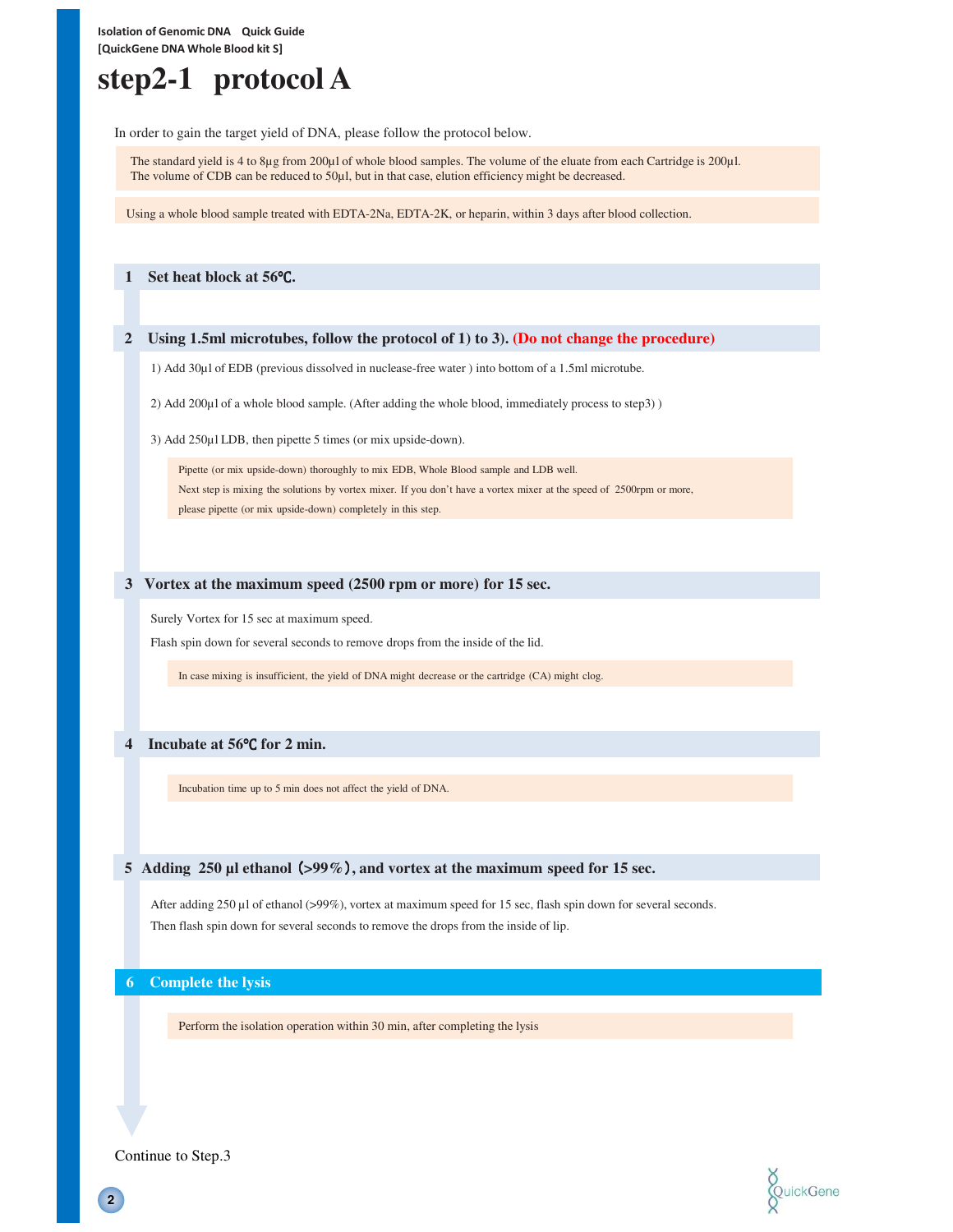Isolation of Genomic DNA Quick Guide
[QuickGene DNA Whole Blood kit S]

# step2-1 protocol A

In order to gain the target yield of DNA, please follow the protocol below.

> The standard yield is 4 to 8μg from 200μl of whole blood samples. The volume of the eluate from each Cartridge is 200μl.
> The volume of CDB can be reduced to 50μl, but in that case, elution efficiency might be decreased.

> Using a whole blood sample treated with EDTA-2Na, EDTA-2K, or heparin, within 3 days after blood collection.

## 1 Set heat block at 56℃.

## 2 Using 1.5ml microtubes, follow the protocol of 1) to 3). (Do not change the procedure)

1) Add 30μl of EDB (previous dissolved in nuclease-free water ) into bottom of a 1.5ml microtube.

2) Add 200μl of a whole blood sample. (After adding the whole blood, immediately process to step3) )

3) Add 250μl LDB, then pipette 5 times (or mix upside-down).

> Pipette (or mix upside-down) thoroughly to mix EDB, Whole Blood sample and LDB well.
> Next step is mixing the solutions by vortex mixer. If you don't have a vortex mixer at the speed of 2500rpm or more, please pipette (or mix upside-down) completely in this step.

## 3 Vortex at the maximum speed (2500 rpm or more) for 15 sec.

Surely Vortex for 15 sec at maximum speed.

Flash spin down for several seconds to remove drops from the inside of the lid.

> In case mixing is insufficient, the yield of DNA might decrease or the cartridge (CA) might clog.

## 4 Incubate at 56℃ for 2 min.

> Incubation time up to 5 min does not affect the yield of DNA.

## 5 Adding 250 μl ethanol (>99%), and vortex at the maximum speed for 15 sec.

After adding 250 μl of ethanol (>99%), vortex at maximum speed for 15 sec, flash spin down for several seconds.

Then flash spin down for several seconds to remove the drops from the inside of lip.

## 6 Complete the lysis

> Perform the isolation operation within 30 min, after completing the lysis

Continue to Step.3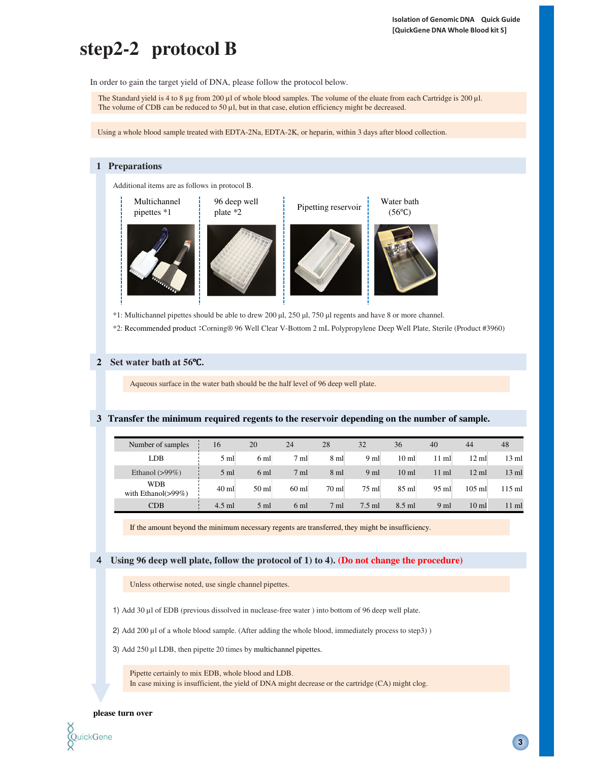# step2-2 protocol B

In order to gain the target yield of DNA, please follow the protocol below.

The Standard yield is 4 to 8 µg from 200 µl of whole blood samples. The volume of the eluate from each Cartridge is 200 µl.
The volume of CDB can be reduced to 50 µl, but in that case, elution efficiency might be decreased.

Using a whole blood sample treated with EDTA-2Na, EDTA-2K, or heparin, within 3 days after blood collection.

## 1 Preparations

Additional items are as follows in protocol B.

- Multichannel pipettes *1
- 96 deep well plate *2
- Pipetting reservoir
- Water bath (56℃)

*1: Multichannel pipettes should be able to drew 200 µl, 250 µl, 750 µl regents and have 8 or more channel.

*2: Recommended product ：Corning® 96 Well Clear V-Bottom 2 mL Polypropylene Deep Well Plate, Sterile (Product #3960)

## 2 Set water bath at 56℃.

Aqueous surface in the water bath should be the half level of 96 deep well plate.

## 3 Transfer the minimum required regents to the reservoir depending on the number of sample.

| Number of samples | 16 | 20 | 24 | 28 | 32 | 36 | 40 | 44 | 48 |
|---|---|---|---|---|---|---|---|---|---|
| LDB | 5 ml | 6 ml | 7 ml | 8 ml | 9 ml | 10 ml | 11 ml | 12 ml | 13 ml |
| Ethanol (>99%) | 5 ml | 6 ml | 7 ml | 8 ml | 9 ml | 10 ml | 11 ml | 12 ml | 13 ml |
| WDB with Ethanol(>99%) | 40 ml | 50 ml | 60 ml | 70 ml | 75 ml | 85 ml | 95 ml | 105 ml | 115 ml |
| CDB | 4.5 ml | 5 ml | 6 ml | 7 ml | 7.5 ml | 8.5 ml | 9 ml | 10 ml | 11 ml |

If the amount beyond the minimum necessary regents are transferred, they might be insufficiency.

## 4 Using 96 deep well plate, follow the protocol of 1) to 4). (Do not change the procedure)

Unless otherwise noted, use single channel pipettes.

1) Add 30 µl of EDB (previous dissolved in nuclease-free water ) into bottom of 96 deep well plate.

2) Add 200 µl of a whole blood sample. (After adding the whole blood, immediately process to step3) )

3) Add 250 µl LDB, then pipette 20 times by multichannel pipettes.

Pipette certainly to mix EDB, whole blood and LDB.
In case mixing is insufficient, the yield of DNA might decrease or the cartridge (CA) might clog.

**please turn over**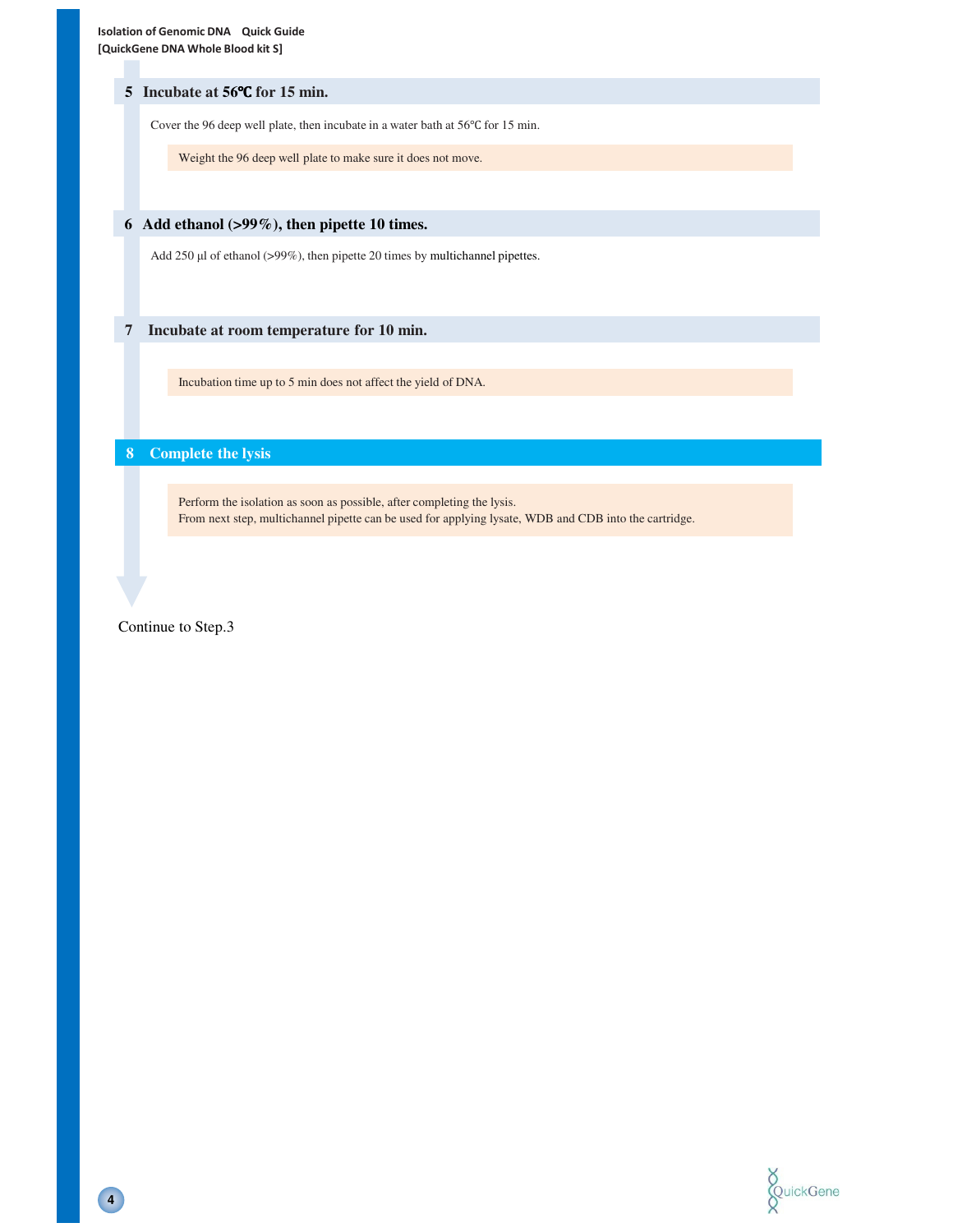## 5 Incubate at 56℃ for 15 min.

Cover the 96 deep well plate, then incubate in a water bath at 56℃ for 15 min.

> Weight the 96 deep well plate to make sure it does not move.

## 6 Add ethanol (>99%), then pipette 10 times.

Add 250 µl of ethanol (>99%), then pipette 20 times by multichannel pipettes.

## 7 Incubate at room temperature for 10 min.

> Incubation time up to 5 min does not affect the yield of DNA.

## 8 Complete the lysis

> Perform the isolation as soon as possible, after completing the lysis.
> From next step, multichannel pipette can be used for applying lysate, WDB and CDB into the cartridge.

Continue to Step.3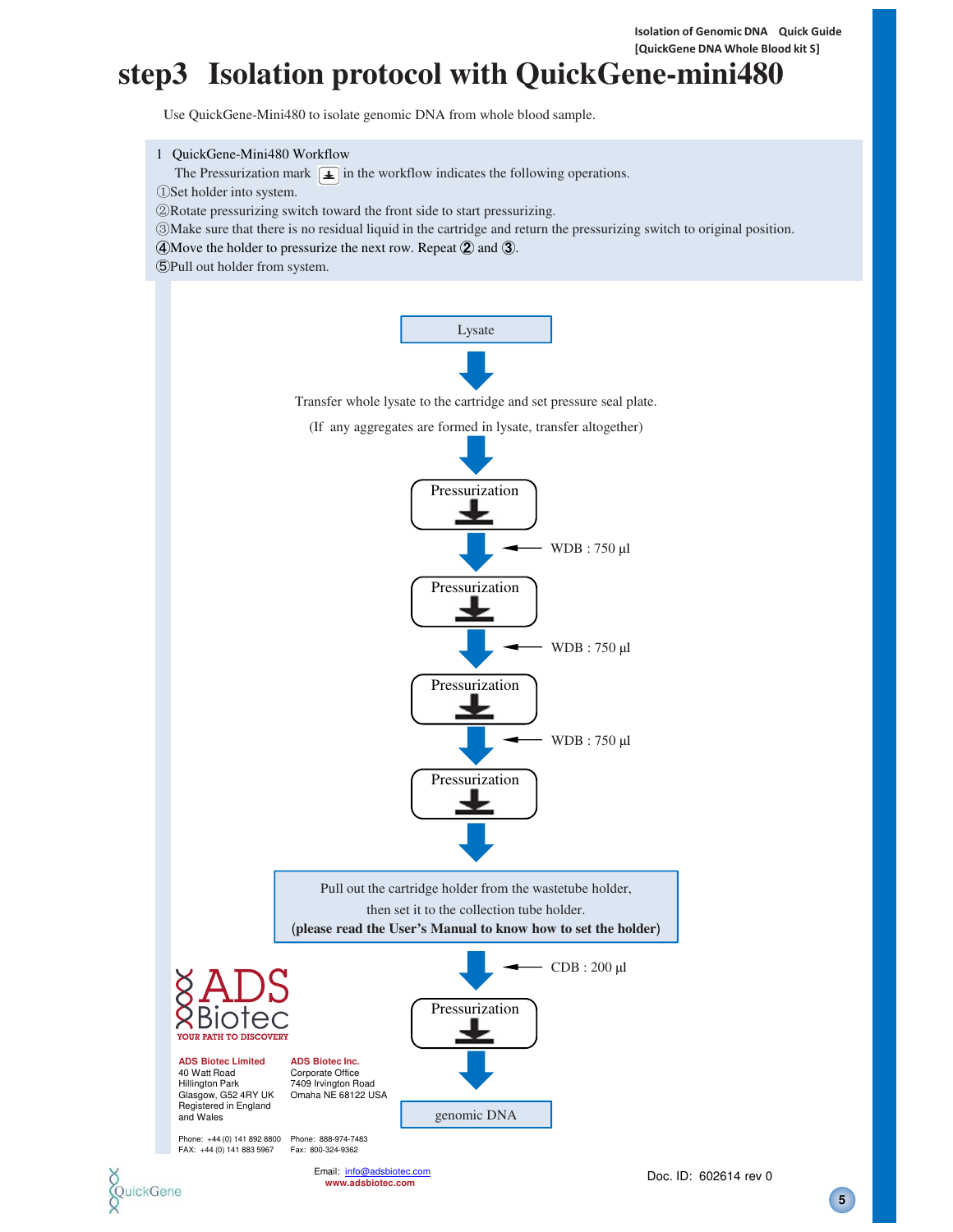# step3 Isolation protocol with QuickGene-mini480

Use QuickGene-Mini480 to isolate genomic DNA from whole blood sample.

1 QuickGene-Mini480 Workflow

The Pressurization mark in the workflow indicates the following operations.

①Set holder into system.

②Rotate pressurizing switch toward the front side to start pressurizing.

③Make sure that there is no residual liquid in the cartridge and return the pressurizing switch to original position.

④Move the holder to pressurize the next row. Repeat ② and ③.

⑤Pull out holder from system.

Lysate

↓

Transfer whole lysate to the cartridge and set pressure seal plate.

(If any aggregates are formed in lysate, transfer altogether)

↓

Pressurization

↓ ← WDB : 750 µl

Pressurization

↓ ← WDB : 750 µl

Pressurization

↓ ← WDB : 750 µl

Pressurization

↓

Pull out the cartridge holder from the wastetube holder, then set it to the collection tube holder.
**(please read the User's Manual to know how to set the holder)**

↓ ← CDB : 200 µl

Pressurization

↓

genomic DNA

ADS Biotec
YOUR PATH TO DISCOVERY

**ADS Biotec Limited**
40 Watt Road
Hillington Park
Glasgow, G52 4RY UK
Registered in England and Wales

Phone: +44 (0) 141 892 8800
FAX: +44 (0) 141 883 5967

**ADS Biotec Inc.**
Corporate Office
7409 Irvington Road
Omaha NE 68122 USA

Phone: 888-974-7483
Fax: 800-324-9362

Email: info@adsbiotec.com
www.adsbiotec.com

QuickGene

Doc. ID: 602614 rev 0